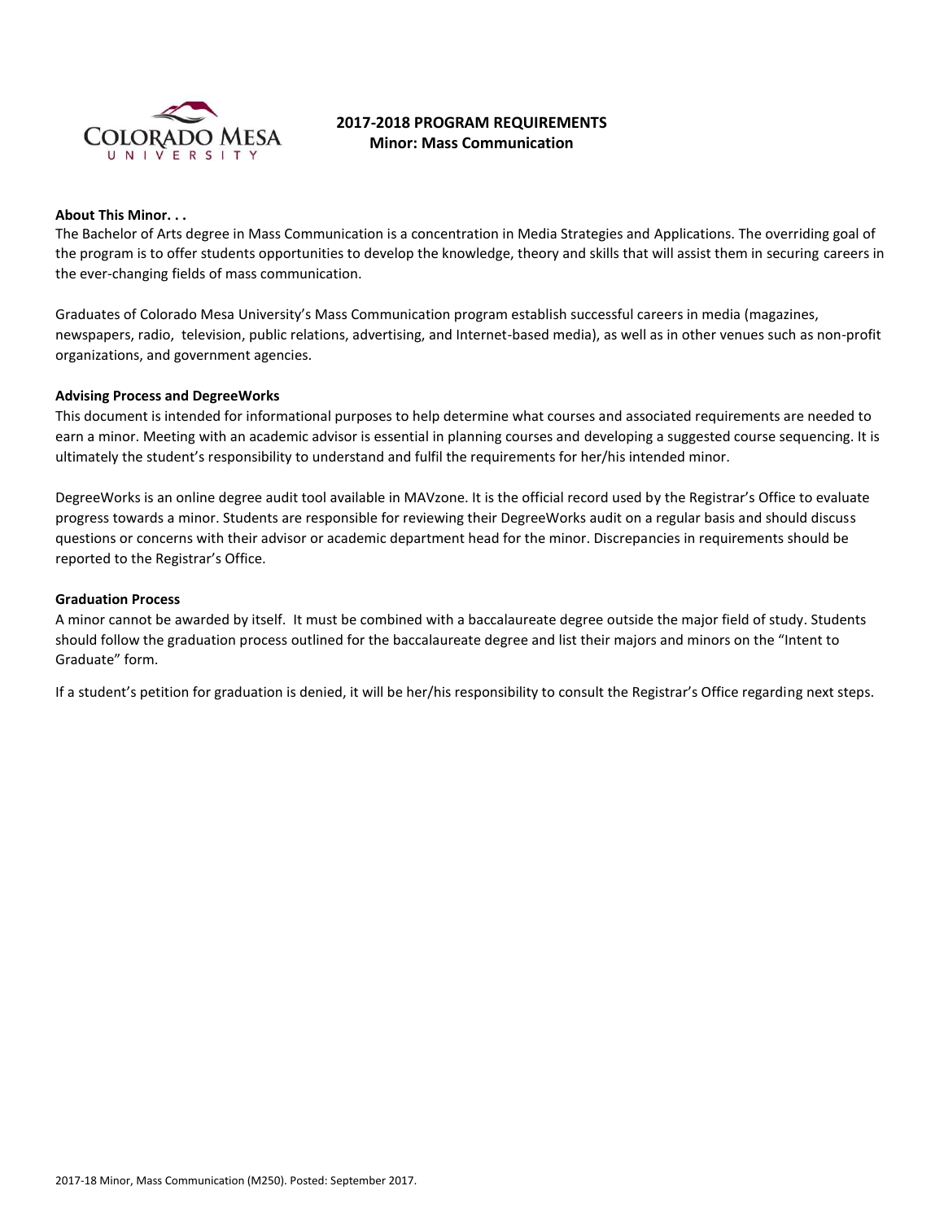# 2017-2018 PROGRAM REQUIREMENTS
## Minor: Mass Communication

**About This Minor. . .**

The Bachelor of Arts degree in Mass Communication is a concentration in Media Strategies and Applications. The overriding goal of the program is to offer students opportunities to develop the knowledge, theory and skills that will assist them in securing careers in the ever-changing fields of mass communication.

Graduates of Colorado Mesa University's Mass Communication program establish successful careers in media (magazines, newspapers, radio, television, public relations, advertising, and Internet-based media), as well as in other venues such as non-profit organizations, and government agencies.

**Advising Process and DegreeWorks**

This document is intended for informational purposes to help determine what courses and associated requirements are needed to earn a minor. Meeting with an academic advisor is essential in planning courses and developing a suggested course sequencing. It is ultimately the student's responsibility to understand and fulfil the requirements for her/his intended minor.

DegreeWorks is an online degree audit tool available in MAVzone. It is the official record used by the Registrar's Office to evaluate progress towards a minor. Students are responsible for reviewing their DegreeWorks audit on a regular basis and should discuss questions or concerns with their advisor or academic department head for the minor. Discrepancies in requirements should be reported to the Registrar's Office.

**Graduation Process**

A minor cannot be awarded by itself. It must be combined with a baccalaureate degree outside the major field of study. Students should follow the graduation process outlined for the baccalaureate degree and list their majors and minors on the "Intent to Graduate" form.

If a student's petition for graduation is denied, it will be her/his responsibility to consult the Registrar's Office regarding next steps.

2017-18 Minor, Mass Communication (M250). Posted: September 2017.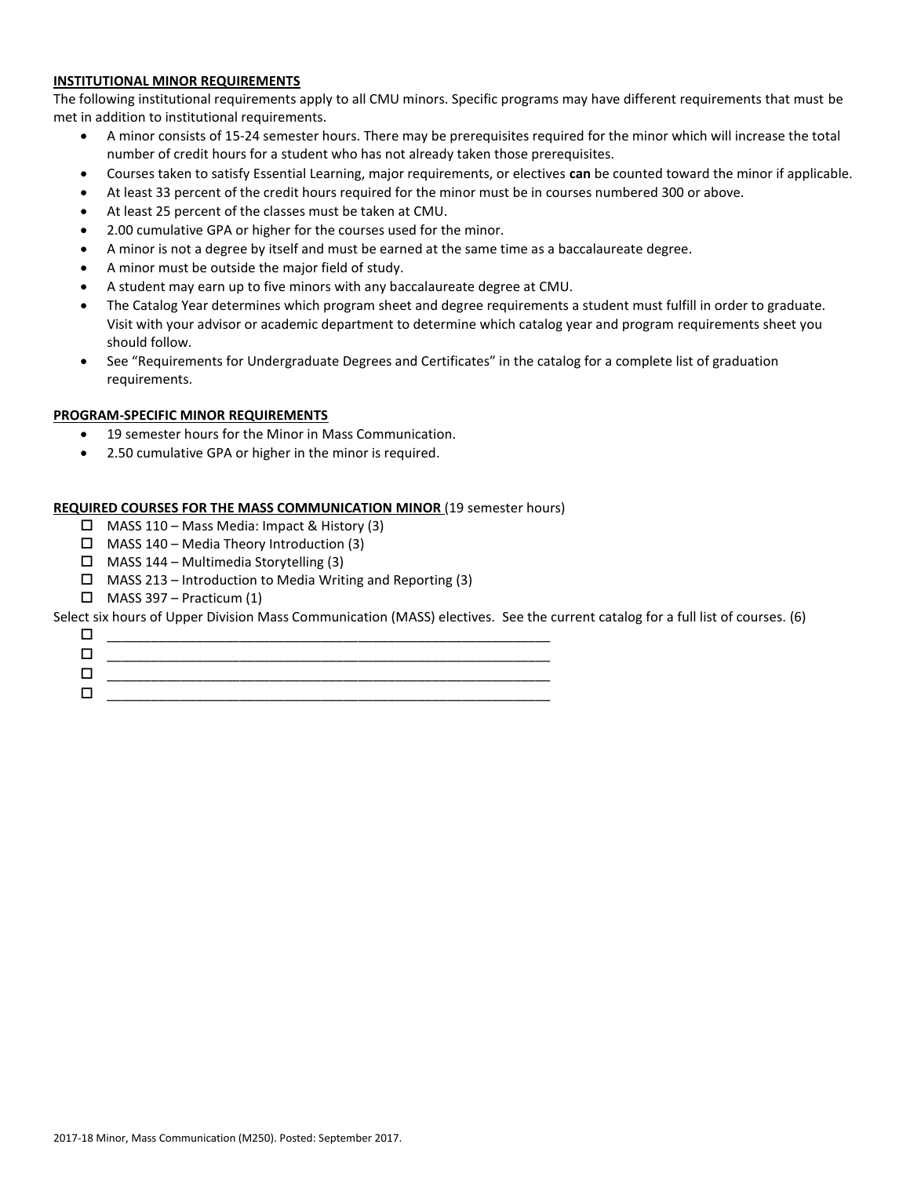**INSTITUTIONAL MINOR REQUIREMENTS**

The following institutional requirements apply to all CMU minors. Specific programs may have different requirements that must be met in addition to institutional requirements.

- A minor consists of 15-24 semester hours. There may be prerequisites required for the minor which will increase the total number of credit hours for a student who has not already taken those prerequisites.
- Courses taken to satisfy Essential Learning, major requirements, or electives **can** be counted toward the minor if applicable.
- At least 33 percent of the credit hours required for the minor must be in courses numbered 300 or above.
- At least 25 percent of the classes must be taken at CMU.
- 2.00 cumulative GPA or higher for the courses used for the minor.
- A minor is not a degree by itself and must be earned at the same time as a baccalaureate degree.
- A minor must be outside the major field of study.
- A student may earn up to five minors with any baccalaureate degree at CMU.
- The Catalog Year determines which program sheet and degree requirements a student must fulfill in order to graduate. Visit with your advisor or academic department to determine which catalog year and program requirements sheet you should follow.
- See "Requirements for Undergraduate Degrees and Certificates" in the catalog for a complete list of graduation requirements.

**PROGRAM-SPECIFIC MINOR REQUIREMENTS**

- 19 semester hours for the Minor in Mass Communication.
- 2.50 cumulative GPA or higher in the minor is required.

**REQUIRED COURSES FOR THE MASS COMMUNICATION MINOR** (19 semester hours)

- ☐ MASS 110 – Mass Media: Impact & History (3)
- ☐ MASS 140 – Media Theory Introduction (3)
- ☐ MASS 144 – Multimedia Storytelling (3)
- ☐ MASS 213 – Introduction to Media Writing and Reporting (3)
- ☐ MASS 397 – Practicum (1)

Select six hours of Upper Division Mass Communication (MASS) electives. See the current catalog for a full list of courses. (6)

- ☐ ____________________________________________________________
- ☐ ____________________________________________________________
- ☐ ____________________________________________________________
- ☐ ____________________________________________________________

2017-18 Minor, Mass Communication (M250). Posted: September 2017.